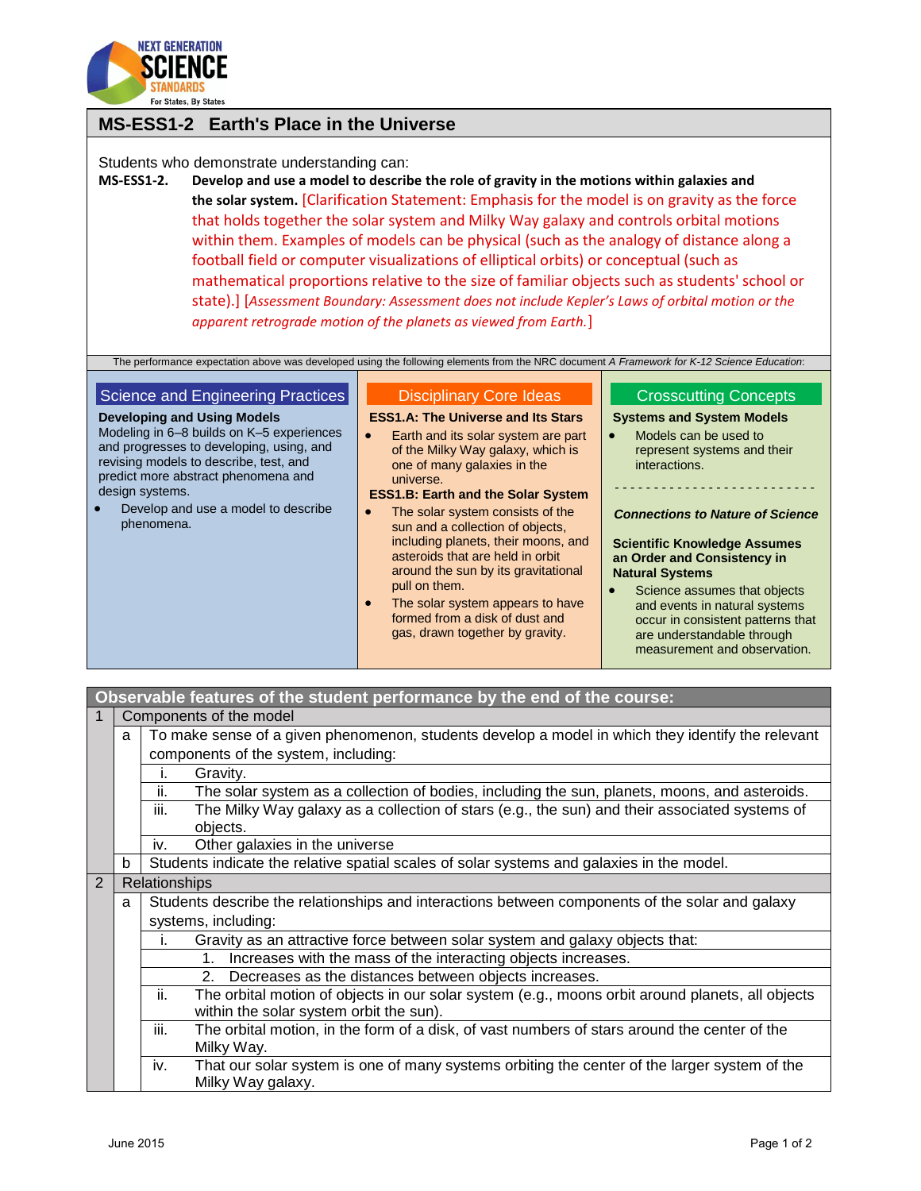# MS-ESS1-2 Earth's Place in the Universe

Students who demonstrate understanding can:

**MS-ESS1-2. Develop and use a model to describe the role of gravity in the motions within galaxies and the solar system.** [Clarification Statement: Emphasis for the model is on gravity as the force that holds together the solar system and Milky Way galaxy and controls orbital motions within them. Examples of models can be physical (such as the analogy of distance along a football field or computer visualizations of elliptical orbits) or conceptual (such as mathematical proportions relative to the size of familiar objects such as students' school or state).] [*Assessment Boundary: Assessment does not include Kepler's Laws of orbital motion or the apparent retrograde motion of the planets as viewed from Earth.*]

The performance expectation above was developed using the following elements from the NRC document *A Framework for K-12 Science Education*:

## Science and Engineering Practices

**Developing and Using Models**

Modeling in 6–8 builds on K–5 experiences and progresses to developing, using, and revising models to describe, test, and predict more abstract phenomena and design systems.

- Develop and use a model to describe phenomena.

## Disciplinary Core Ideas

**ESS1.A: The Universe and Its Stars**

- Earth and its solar system are part of the Milky Way galaxy, which is one of many galaxies in the universe.

**ESS1.B: Earth and the Solar System**

- The solar system consists of the sun and a collection of objects, including planets, their moons, and asteroids that are held in orbit around the sun by its gravitational pull on them.
- The solar system appears to have formed from a disk of dust and gas, drawn together by gravity.

## Crosscutting Concepts

**Systems and System Models**

- Models can be used to represent systems and their interactions.

- - - - - - - - - - - - - - - - - - - - - - - -

***Connections to Nature of Science***

**Scientific Knowledge Assumes an Order and Consistency in Natural Systems**

- Science assumes that objects and events in natural systems occur in consistent patterns that are understandable through measurement and observation.

## Observable features of the student performance by the end of the course:

| | | | |
|---|---|---|---|
| 1 | Components of the model | | |
| | a | To make sense of a given phenomenon, students develop a model in which they identify the relevant components of the system, including: | |
| | | i. | Gravity. |
| | | ii. | The solar system as a collection of bodies, including the sun, planets, moons, and asteroids. |
| | | iii. | The Milky Way galaxy as a collection of stars (e.g., the sun) and their associated systems of objects. |
| | | iv. | Other galaxies in the universe |
| | b | Students indicate the relative spatial scales of solar systems and galaxies in the model. | |
| 2 | Relationships | | |
| | a | Students describe the relationships and interactions between components of the solar and galaxy systems, including: | |
| | | i. | Gravity as an attractive force between solar system and galaxy objects that: |
| | | | 1. Increases with the mass of the interacting objects increases. |
| | | | 2. Decreases as the distances between objects increases. |
| | | ii. | The orbital motion of objects in our solar system (e.g., moons orbit around planets, all objects within the solar system orbit the sun). |
| | | iii. | The orbital motion, in the form of a disk, of vast numbers of stars around the center of the Milky Way. |
| | | iv. | That our solar system is one of many systems orbiting the center of the larger system of the Milky Way galaxy. |

June 2015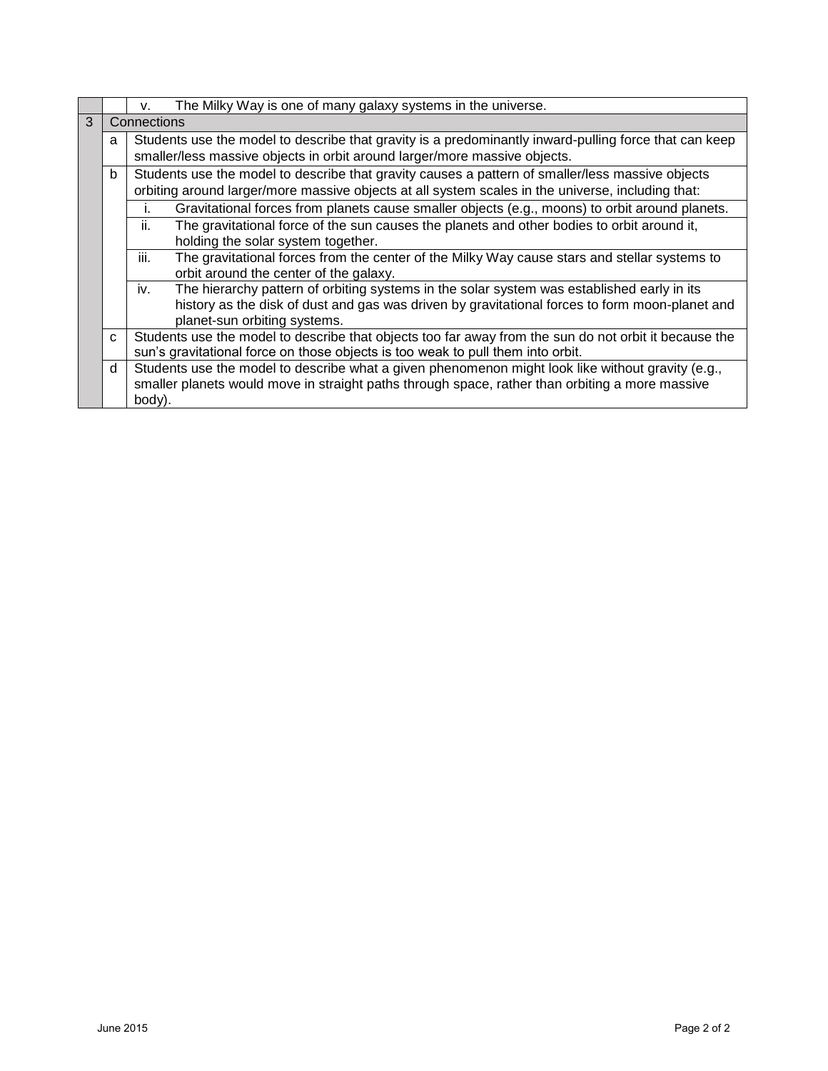| | | |
|---|---|---|
| | | v. The Milky Way is one of many galaxy systems in the universe. |
| 3 | Connections | |
| | a | Students use the model to describe that gravity is a predominantly inward-pulling force that can keep smaller/less massive objects in orbit around larger/more massive objects. |
| | b | Students use the model to describe that gravity causes a pattern of smaller/less massive objects orbiting around larger/more massive objects at all system scales in the universe, including that: |
| | | i. Gravitational forces from planets cause smaller objects (e.g., moons) to orbit around planets. |
| | | ii. The gravitational force of the sun causes the planets and other bodies to orbit around it, holding the solar system together. |
| | | iii. The gravitational forces from the center of the Milky Way cause stars and stellar systems to orbit around the center of the galaxy. |
| | | iv. The hierarchy pattern of orbiting systems in the solar system was established early in its history as the disk of dust and gas was driven by gravitational forces to form moon-planet and planet-sun orbiting systems. |
| | c | Students use the model to describe that objects too far away from the sun do not orbit it because the sun's gravitational force on those objects is too weak to pull them into orbit. |
| | d | Students use the model to describe what a given phenomenon might look like without gravity (e.g., smaller planets would move in straight paths through space, rather than orbiting a more massive body). |